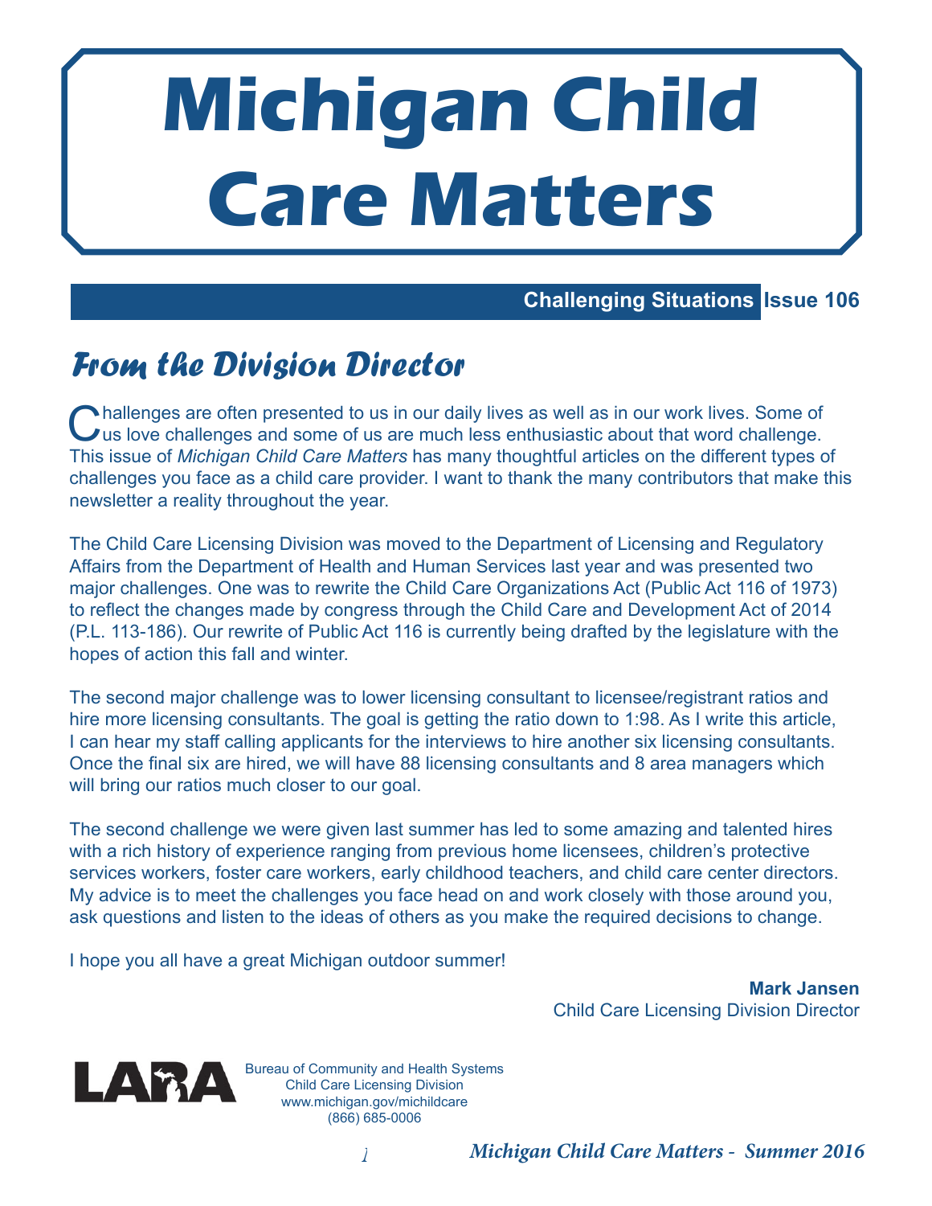# Michigan Child Care Matters

**Challenging Situations** **Issue 106**

## *From the Division Director*

Challenges are often presented to us in our daily lives as well as in our work lives. Some of us love challenges and some of us are much less enthusiastic about that word challenge. This issue of *Michigan Child Care Matters* has many thoughtful articles on the different types of challenges you face as a child care provider. I want to thank the many contributors that make this newsletter a reality throughout the year.

The Child Care Licensing Division was moved to the Department of Licensing and Regulatory Affairs from the Department of Health and Human Services last year and was presented two major challenges. One was to rewrite the Child Care Organizations Act (Public Act 116 of 1973) to reflect the changes made by congress through the Child Care and Development Act of 2014 (P.L. 113-186). Our rewrite of Public Act 116 is currently being drafted by the legislature with the hopes of action this fall and winter.

The second major challenge was to lower licensing consultant to licensee/registrant ratios and hire more licensing consultants. The goal is getting the ratio down to 1:98. As I write this article, I can hear my staff calling applicants for the interviews to hire another six licensing consultants. Once the final six are hired, we will have 88 licensing consultants and 8 area managers which will bring our ratios much closer to our goal.

The second challenge we were given last summer has led to some amazing and talented hires with a rich history of experience ranging from previous home licensees, children's protective services workers, foster care workers, early childhood teachers, and child care center directors. My advice is to meet the challenges you face head on and work closely with those around you, ask questions and listen to the ideas of others as you make the required decisions to change.

I hope you all have a great Michigan outdoor summer!

**Mark Jansen**
Child Care Licensing Division Director

LARA
Bureau of Community and Health Systems
Child Care Licensing Division
www.michigan.gov/michildcare
(866) 685-0006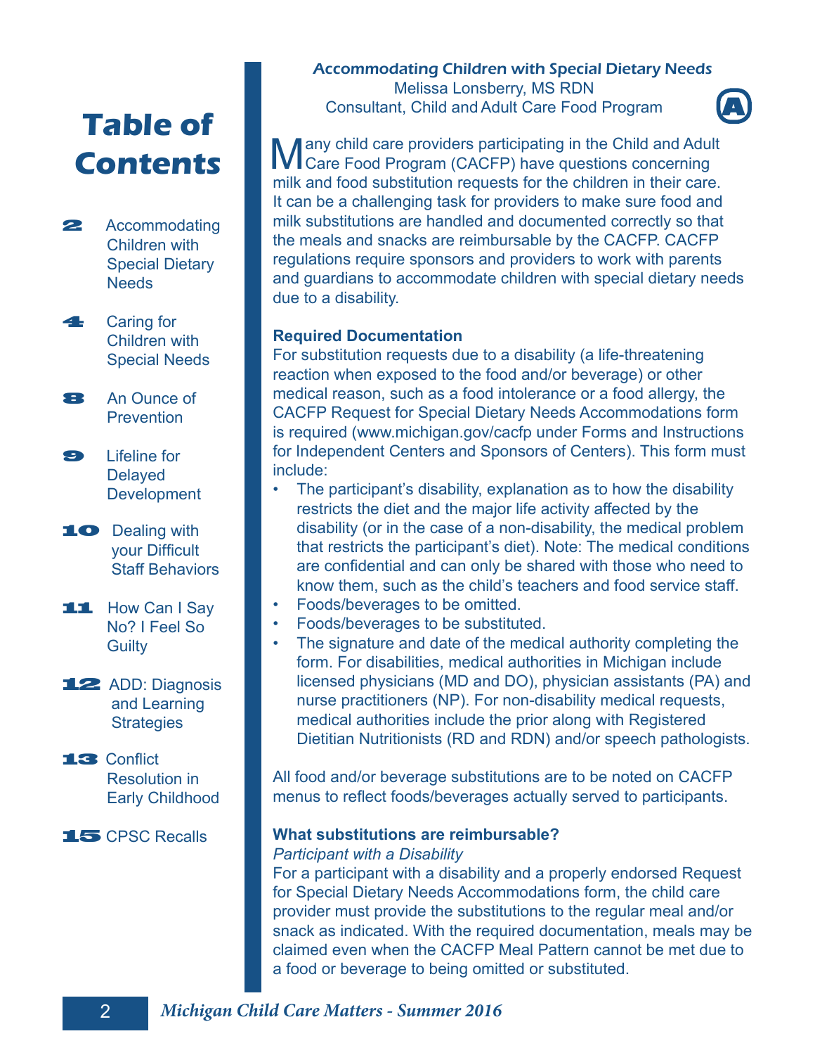# Table of Contents

- **2** Accommodating Children with Special Dietary Needs
- **4** Caring for Children with Special Needs
- **8** An Ounce of Prevention
- **9** Lifeline for Delayed Development
- **10** Dealing with your Difficult Staff Behaviors
- **11** How Can I Say No? I Feel So Guilty
- **12** ADD: Diagnosis and Learning Strategies
- **13** Conflict Resolution in Early Childhood
- **15** CPSC Recalls

## *Accommodating Children with Special Dietary Needs*

Melissa Lonsberry, MS RDN
Consultant, Child and Adult Care Food Program

Many child care providers participating in the Child and Adult Care Food Program (CACFP) have questions concerning milk and food substitution requests for the children in their care. It can be a challenging task for providers to make sure food and milk substitutions are handled and documented correctly so that the meals and snacks are reimbursable by the CACFP. CACFP regulations require sponsors and providers to work with parents and guardians to accommodate children with special dietary needs due to a disability.

### Required Documentation

For substitution requests due to a disability (a life-threatening reaction when exposed to the food and/or beverage) or other medical reason, such as a food intolerance or a food allergy, the CACFP Request for Special Dietary Needs Accommodations form is required (www.michigan.gov/cacfp under Forms and Instructions for Independent Centers and Sponsors of Centers). This form must include:

- The participant's disability, explanation as to how the disability restricts the diet and the major life activity affected by the disability (or in the case of a non-disability, the medical problem that restricts the participant's diet). Note: The medical conditions are confidential and can only be shared with those who need to know them, such as the child's teachers and food service staff.
- Foods/beverages to be omitted.
- Foods/beverages to be substituted.
- The signature and date of the medical authority completing the form. For disabilities, medical authorities in Michigan include licensed physicians (MD and DO), physician assistants (PA) and nurse practitioners (NP). For non-disability medical requests, medical authorities include the prior along with Registered Dietitian Nutritionists (RD and RDN) and/or speech pathologists.

All food and/or beverage substitutions are to be noted on CACFP menus to reflect foods/beverages actually served to participants.

### What substitutions are reimbursable?

*Participant with a Disability*

For a participant with a disability and a properly endorsed Request for Special Dietary Needs Accommodations form, the child care provider must provide the substitutions to the regular meal and/or snack as indicated. With the required documentation, meals may be claimed even when the CACFP Meal Pattern cannot be met due to a food or beverage to being omitted or substituted.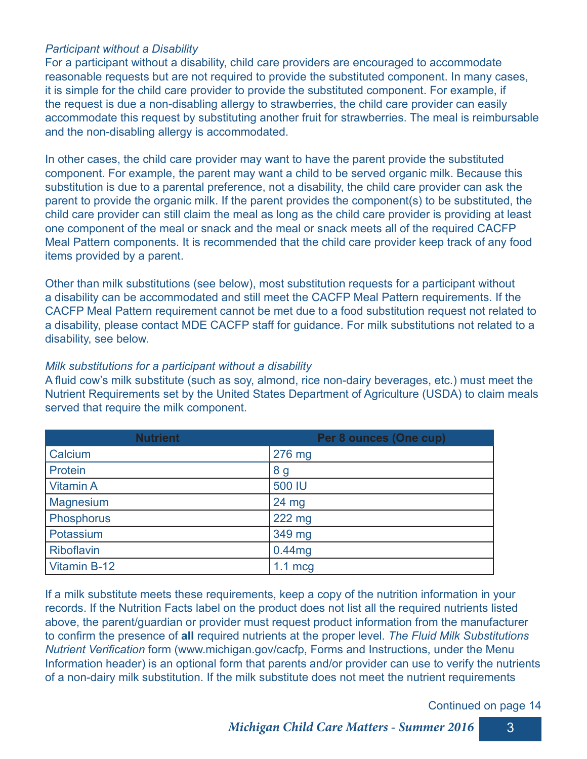*Participant without a Disability*

For a participant without a disability, child care providers are encouraged to accommodate reasonable requests but are not required to provide the substituted component. In many cases, it is simple for the child care provider to provide the substituted component. For example, if the request is due a non-disabling allergy to strawberries, the child care provider can easily accommodate this request by substituting another fruit for strawberries. The meal is reimbursable and the non-disabling allergy is accommodated.

In other cases, the child care provider may want to have the parent provide the substituted component. For example, the parent may want a child to be served organic milk. Because this substitution is due to a parental preference, not a disability, the child care provider can ask the parent to provide the organic milk. If the parent provides the component(s) to be substituted, the child care provider can still claim the meal as long as the child care provider is providing at least one component of the meal or snack and the meal or snack meets all of the required CACFP Meal Pattern components. It is recommended that the child care provider keep track of any food items provided by a parent.

Other than milk substitutions (see below), most substitution requests for a participant without a disability can be accommodated and still meet the CACFP Meal Pattern requirements. If the CACFP Meal Pattern requirement cannot be met due to a food substitution request not related to a disability, please contact MDE CACFP staff for guidance. For milk substitutions not related to a disability, see below.

*Milk substitutions for a participant without a disability*

A fluid cow's milk substitute (such as soy, almond, rice non-dairy beverages, etc.) must meet the Nutrient Requirements set by the United States Department of Agriculture (USDA) to claim meals served that require the milk component.

| Nutrient | Per 8 ounces (One cup) |
|---|---|
| Calcium | 276 mg |
| Protein | 8 g |
| Vitamin A | 500 IU |
| Magnesium | 24 mg |
| Phosphorus | 222 mg |
| Potassium | 349 mg |
| Riboflavin | 0.44mg |
| Vitamin B-12 | 1.1 mcg |

If a milk substitute meets these requirements, keep a copy of the nutrition information in your records. If the Nutrition Facts label on the product does not list all the required nutrients listed above, the parent/guardian or provider must request product information from the manufacturer to confirm the presence of **all** required nutrients at the proper level. *The Fluid Milk Substitutions Nutrient Verification* form (www.michigan.gov/cacfp, Forms and Instructions, under the Menu Information header) is an optional form that parents and/or provider can use to verify the nutrients of a non-dairy milk substitution. If the milk substitute does not meet the nutrient requirements

Continued on page 14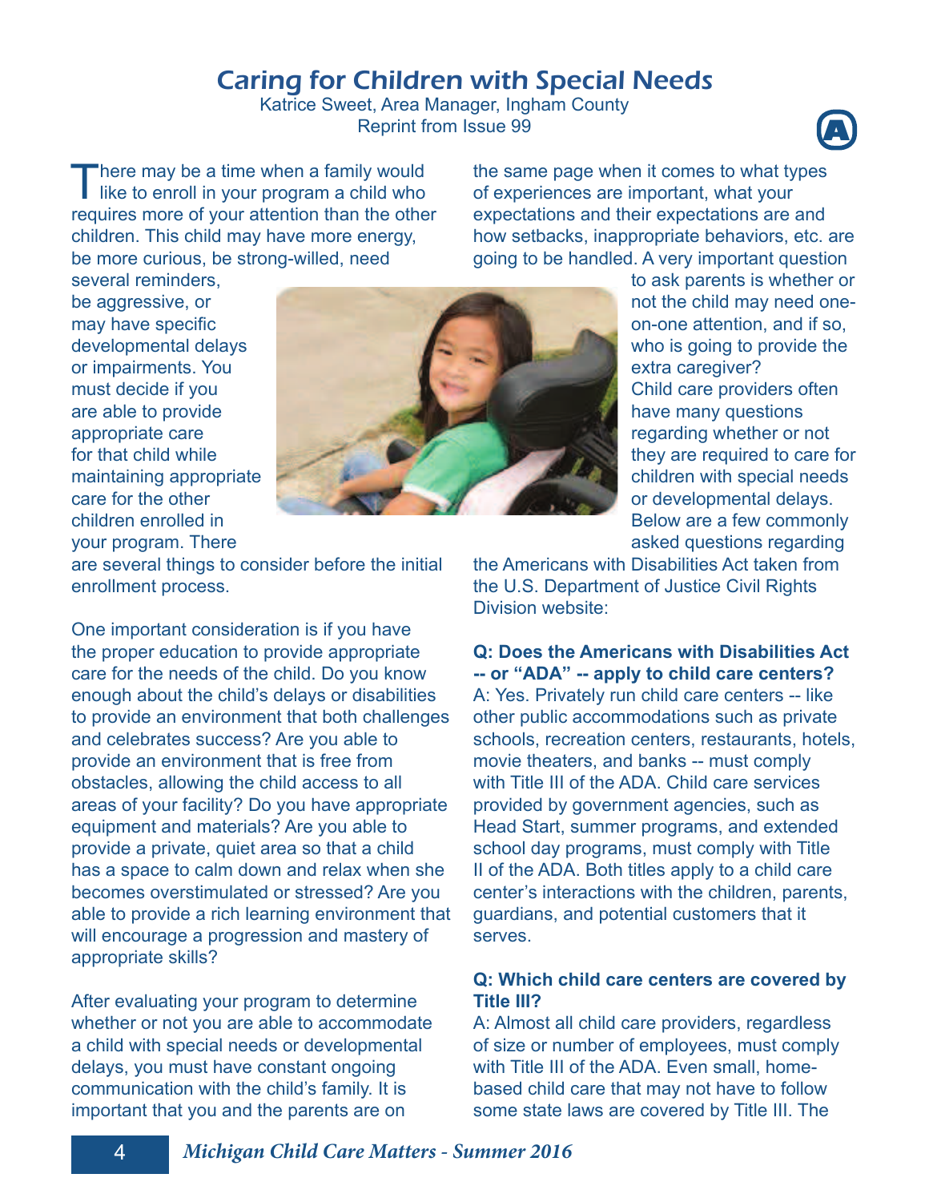# Caring for Children with Special Needs

Katrice Sweet, Area Manager, Ingham County
Reprint from Issue 99

There may be a time when a family would like to enroll in your program a child who requires more of your attention than the other children. This child may have more energy, be more curious, be strong-willed, need several reminders, be aggressive, or may have specific developmental delays or impairments. You must decide if you are able to provide appropriate care for that child while maintaining appropriate care for the other children enrolled in your program. There are several things to consider before the initial enrollment process.

One important consideration is if you have the proper education to provide appropriate care for the needs of the child. Do you know enough about the child's delays or disabilities to provide an environment that both challenges and celebrates success? Are you able to provide an environment that is free from obstacles, allowing the child access to all areas of your facility? Do you have appropriate equipment and materials? Are you able to provide a private, quiet area so that a child has a space to calm down and relax when she becomes overstimulated or stressed? Are you able to provide a rich learning environment that will encourage a progression and mastery of appropriate skills?

After evaluating your program to determine whether or not you are able to accommodate a child with special needs or developmental delays, you must have constant ongoing communication with the child's family. It is important that you and the parents are on the same page when it comes to what types of experiences are important, what your expectations and their expectations are and how setbacks, inappropriate behaviors, etc. are going to be handled. A very important question to ask parents is whether or not the child may need one-on-one attention, and if so, who is going to provide the extra caregiver?

Child care providers often have many questions regarding whether or not they are required to care for children with special needs or developmental delays. Below are a few commonly asked questions regarding the Americans with Disabilities Act taken from the U.S. Department of Justice Civil Rights Division website:

**Q: Does the Americans with Disabilities Act -- or "ADA" -- apply to child care centers?**
A: Yes. Privately run child care centers -- like other public accommodations such as private schools, recreation centers, restaurants, hotels, movie theaters, and banks -- must comply with Title III of the ADA. Child care services provided by government agencies, such as Head Start, summer programs, and extended school day programs, must comply with Title II of the ADA. Both titles apply to a child care center's interactions with the children, parents, guardians, and potential customers that it serves.

**Q: Which child care centers are covered by Title III?**
A: Almost all child care providers, regardless of size or number of employees, must comply with Title III of the ADA. Even small, home-based child care that may not have to follow some state laws are covered by Title III. The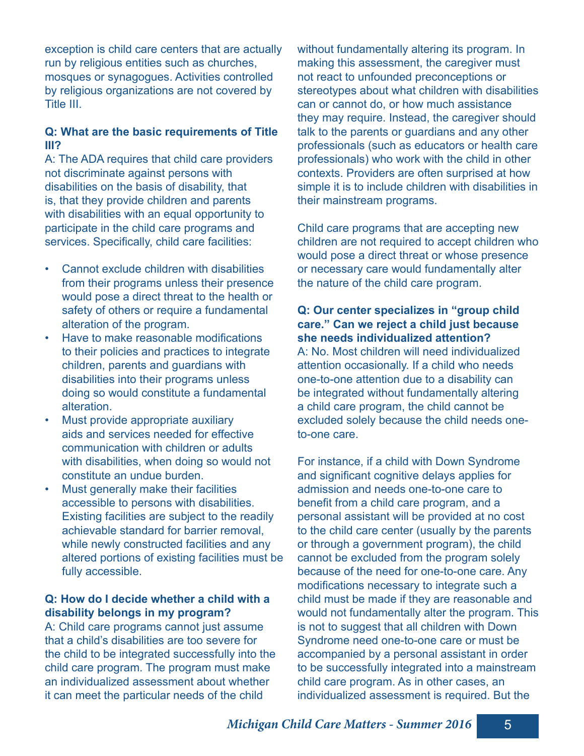exception is child care centers that are actually run by religious entities such as churches, mosques or synagogues. Activities controlled by religious organizations are not covered by Title III.

**Q: What are the basic requirements of Title III?**

A: The ADA requires that child care providers not discriminate against persons with disabilities on the basis of disability, that is, that they provide children and parents with disabilities with an equal opportunity to participate in the child care programs and services. Specifically, child care facilities:

- Cannot exclude children with disabilities from their programs unless their presence would pose a direct threat to the health or safety of others or require a fundamental alteration of the program.
- Have to make reasonable modifications to their policies and practices to integrate children, parents and guardians with disabilities into their programs unless doing so would constitute a fundamental alteration.
- Must provide appropriate auxiliary aids and services needed for effective communication with children or adults with disabilities, when doing so would not constitute an undue burden.
- Must generally make their facilities accessible to persons with disabilities. Existing facilities are subject to the readily achievable standard for barrier removal, while newly constructed facilities and any altered portions of existing facilities must be fully accessible.

**Q: How do I decide whether a child with a disability belongs in my program?**

A: Child care programs cannot just assume that a child's disabilities are too severe for the child to be integrated successfully into the child care program. The program must make an individualized assessment about whether it can meet the particular needs of the child without fundamentally altering its program. In making this assessment, the caregiver must not react to unfounded preconceptions or stereotypes about what children with disabilities can or cannot do, or how much assistance they may require. Instead, the caregiver should talk to the parents or guardians and any other professionals (such as educators or health care professionals) who work with the child in other contexts. Providers are often surprised at how simple it is to include children with disabilities in their mainstream programs.

Child care programs that are accepting new children are not required to accept children who would pose a direct threat or whose presence or necessary care would fundamentally alter the nature of the child care program.

**Q: Our center specializes in "group child care." Can we reject a child just because she needs individualized attention?**

A: No. Most children will need individualized attention occasionally. If a child who needs one-to-one attention due to a disability can be integrated without fundamentally altering a child care program, the child cannot be excluded solely because the child needs one-to-one care.

For instance, if a child with Down Syndrome and significant cognitive delays applies for admission and needs one-to-one care to benefit from a child care program, and a personal assistant will be provided at no cost to the child care center (usually by the parents or through a government program), the child cannot be excluded from the program solely because of the need for one-to-one care. Any modifications necessary to integrate such a child must be made if they are reasonable and would not fundamentally alter the program. This is not to suggest that all children with Down Syndrome need one-to-one care or must be accompanied by a personal assistant in order to be successfully integrated into a mainstream child care program. As in other cases, an individualized assessment is required. But the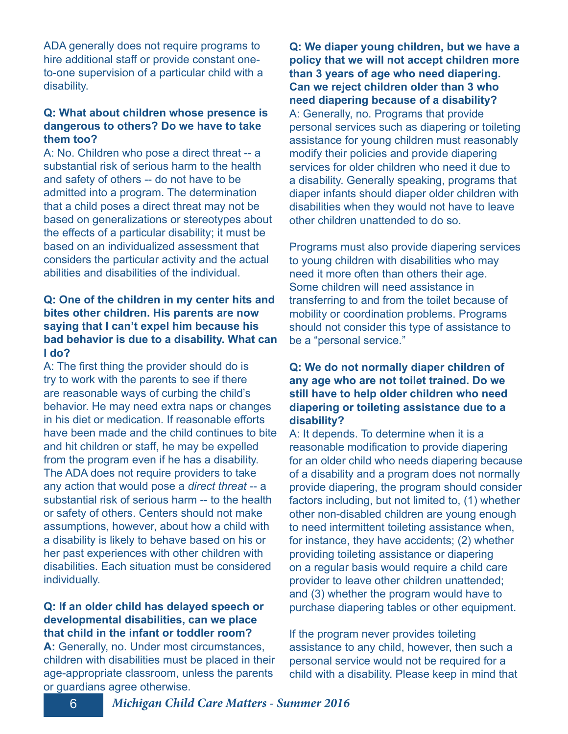ADA generally does not require programs to hire additional staff or provide constant one-to-one supervision of a particular child with a disability.

**Q: What about children whose presence is dangerous to others? Do we have to take them too?**

A: No. Children who pose a direct threat -- a substantial risk of serious harm to the health and safety of others -- do not have to be admitted into a program. The determination that a child poses a direct threat may not be based on generalizations or stereotypes about the effects of a particular disability; it must be based on an individualized assessment that considers the particular activity and the actual abilities and disabilities of the individual.

**Q: One of the children in my center hits and bites other children. His parents are now saying that I can't expel him because his bad behavior is due to a disability. What can I do?**

A: The first thing the provider should do is try to work with the parents to see if there are reasonable ways of curbing the child's behavior. He may need extra naps or changes in his diet or medication. If reasonable efforts have been made and the child continues to bite and hit children or staff, he may be expelled from the program even if he has a disability. The ADA does not require providers to take any action that would pose a *direct threat* -- a substantial risk of serious harm -- to the health or safety of others. Centers should not make assumptions, however, about how a child with a disability is likely to behave based on his or her past experiences with other children with disabilities. Each situation must be considered individually.

**Q: If an older child has delayed speech or developmental disabilities, can we place that child in the infant or toddler room?**

**A:** Generally, no. Under most circumstances, children with disabilities must be placed in their age-appropriate classroom, unless the parents or guardians agree otherwise.

**Q: We diaper young children, but we have a policy that we will not accept children more than 3 years of age who need diapering. Can we reject children older than 3 who need diapering because of a disability?**

A: Generally, no. Programs that provide personal services such as diapering or toileting assistance for young children must reasonably modify their policies and provide diapering services for older children who need it due to a disability. Generally speaking, programs that diaper infants should diaper older children with disabilities when they would not have to leave other children unattended to do so.

Programs must also provide diapering services to young children with disabilities who may need it more often than others their age. Some children will need assistance in transferring to and from the toilet because of mobility or coordination problems. Programs should not consider this type of assistance to be a "personal service."

**Q: We do not normally diaper children of any age who are not toilet trained. Do we still have to help older children who need diapering or toileting assistance due to a disability?**

A: It depends. To determine when it is a reasonable modification to provide diapering for an older child who needs diapering because of a disability and a program does not normally provide diapering, the program should consider factors including, but not limited to, (1) whether other non-disabled children are young enough to need intermittent toileting assistance when, for instance, they have accidents; (2) whether providing toileting assistance or diapering on a regular basis would require a child care provider to leave other children unattended; and (3) whether the program would have to purchase diapering tables or other equipment.

If the program never provides toileting assistance to any child, however, then such a personal service would not be required for a child with a disability. Please keep in mind that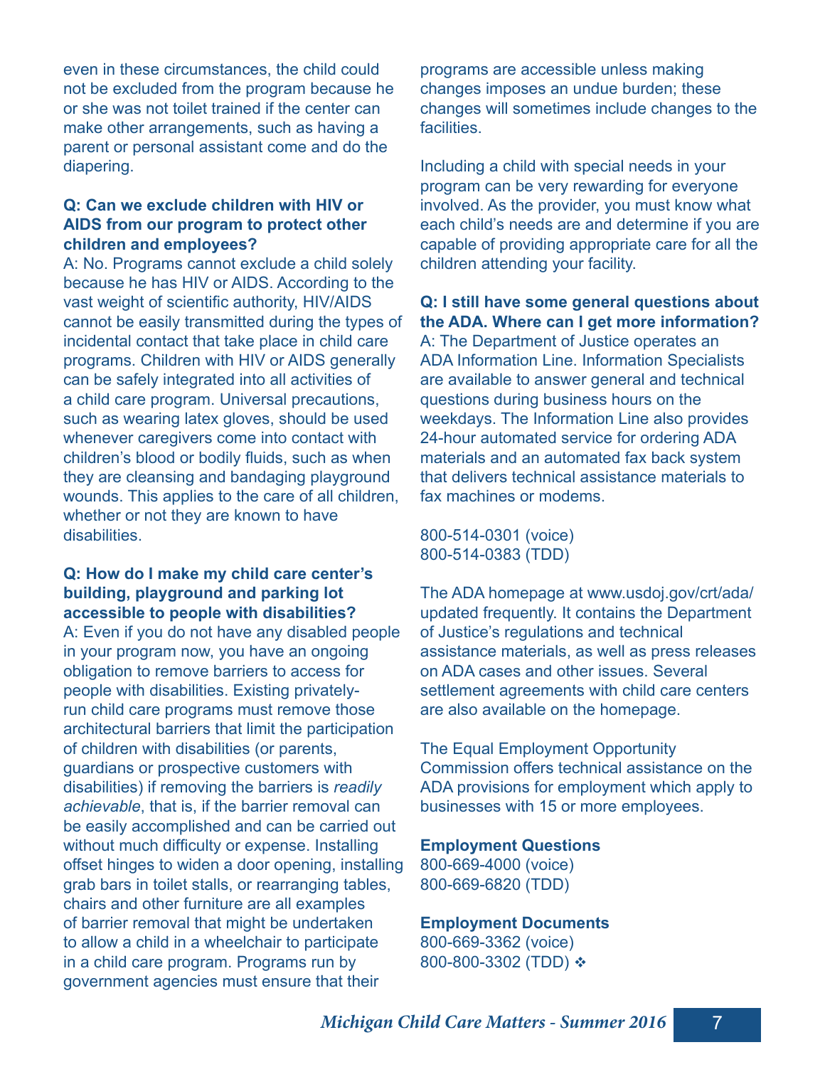even in these circumstances, the child could not be excluded from the program because he or she was not toilet trained if the center can make other arrangements, such as having a parent or personal assistant come and do the diapering.

**Q: Can we exclude children with HIV or AIDS from our program to protect other children and employees?**
A: No. Programs cannot exclude a child solely because he has HIV or AIDS. According to the vast weight of scientific authority, HIV/AIDS cannot be easily transmitted during the types of incidental contact that take place in child care programs. Children with HIV or AIDS generally can be safely integrated into all activities of a child care program. Universal precautions, such as wearing latex gloves, should be used whenever caregivers come into contact with children's blood or bodily fluids, such as when they are cleansing and bandaging playground wounds. This applies to the care of all children, whether or not they are known to have disabilities.

**Q: How do I make my child care center's building, playground and parking lot accessible to people with disabilities?**
A: Even if you do not have any disabled people in your program now, you have an ongoing obligation to remove barriers to access for people with disabilities. Existing privately-run child care programs must remove those architectural barriers that limit the participation of children with disabilities (or parents, guardians or prospective customers with disabilities) if removing the barriers is *readily achievable*, that is, if the barrier removal can be easily accomplished and can be carried out without much difficulty or expense. Installing offset hinges to widen a door opening, installing grab bars in toilet stalls, or rearranging tables, chairs and other furniture are all examples of barrier removal that might be undertaken to allow a child in a wheelchair to participate in a child care program. Programs run by government agencies must ensure that their programs are accessible unless making changes imposes an undue burden; these changes will sometimes include changes to the facilities.

Including a child with special needs in your program can be very rewarding for everyone involved. As the provider, you must know what each child's needs are and determine if you are capable of providing appropriate care for all the children attending your facility.

**Q: I still have some general questions about the ADA. Where can I get more information?**
A: The Department of Justice operates an ADA Information Line. Information Specialists are available to answer general and technical questions during business hours on the weekdays. The Information Line also provides 24-hour automated service for ordering ADA materials and an automated fax back system that delivers technical assistance materials to fax machines or modems.

800-514-0301 (voice)
800-514-0383 (TDD)

The ADA homepage at www.usdoj.gov/crt/ada/ updated frequently. It contains the Department of Justice's regulations and technical assistance materials, as well as press releases on ADA cases and other issues. Several settlement agreements with child care centers are also available on the homepage.

The Equal Employment Opportunity Commission offers technical assistance on the ADA provisions for employment which apply to businesses with 15 or more employees.

**Employment Questions**
800-669-4000 (voice)
800-669-6820 (TDD)

**Employment Documents**
800-669-3362 (voice)
800-800-3302 (TDD) ❖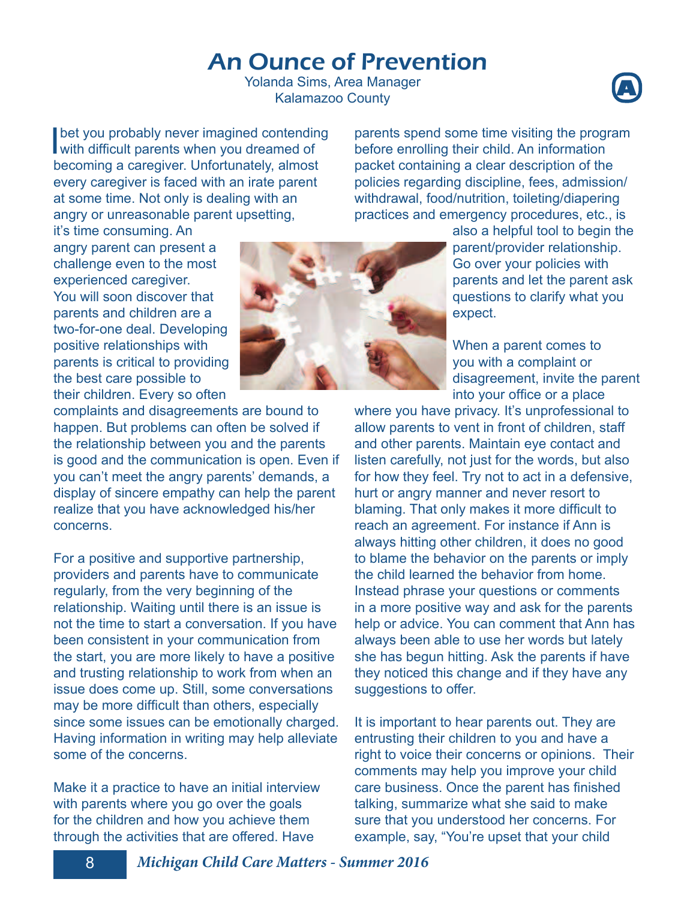# An Ounce of Prevention

Yolanda Sims, Area Manager
Kalamazoo County

I bet you probably never imagined contending with difficult parents when you dreamed of becoming a caregiver. Unfortunately, almost every caregiver is faced with an irate parent at some time. Not only is dealing with an angry or unreasonable parent upsetting, it's time consuming. An angry parent can present a challenge even to the most experienced caregiver. You will soon discover that parents and children are a two-for-one deal. Developing positive relationships with parents is critical to providing the best care possible to their children. Every so often complaints and disagreements are bound to happen. But problems can often be solved if the relationship between you and the parents is good and the communication is open. Even if you can't meet the angry parents' demands, a display of sincere empathy can help the parent realize that you have acknowledged his/her concerns.

For a positive and supportive partnership, providers and parents have to communicate regularly, from the very beginning of the relationship. Waiting until there is an issue is not the time to start a conversation. If you have been consistent in your communication from the start, you are more likely to have a positive and trusting relationship to work from when an issue does come up. Still, some conversations may be more difficult than others, especially since some issues can be emotionally charged. Having information in writing may help alleviate some of the concerns.

Make it a practice to have an initial interview with parents where you go over the goals for the children and how you achieve them through the activities that are offered. Have parents spend some time visiting the program before enrolling their child. An information packet containing a clear description of the policies regarding discipline, fees, admission/withdrawal, food/nutrition, toileting/diapering practices and emergency procedures, etc., is also a helpful tool to begin the parent/provider relationship. Go over your policies with parents and let the parent ask questions to clarify what you expect.

When a parent comes to you with a complaint or disagreement, invite the parent into your office or a place where you have privacy. It's unprofessional to allow parents to vent in front of children, staff and other parents. Maintain eye contact and listen carefully, not just for the words, but also for how they feel. Try not to act in a defensive, hurt or angry manner and never resort to blaming. That only makes it more difficult to reach an agreement. For instance if Ann is always hitting other children, it does no good to blame the behavior on the parents or imply the child learned the behavior from home. Instead phrase your questions or comments in a more positive way and ask for the parents help or advice. You can comment that Ann has always been able to use her words but lately she has begun hitting. Ask the parents if have they noticed this change and if they have any suggestions to offer.

It is important to hear parents out. They are entrusting their children to you and have a right to voice their concerns or opinions. Their comments may help you improve your child care business. Once the parent has finished talking, summarize what she said to make sure that you understood her concerns. For example, say, "You're upset that your child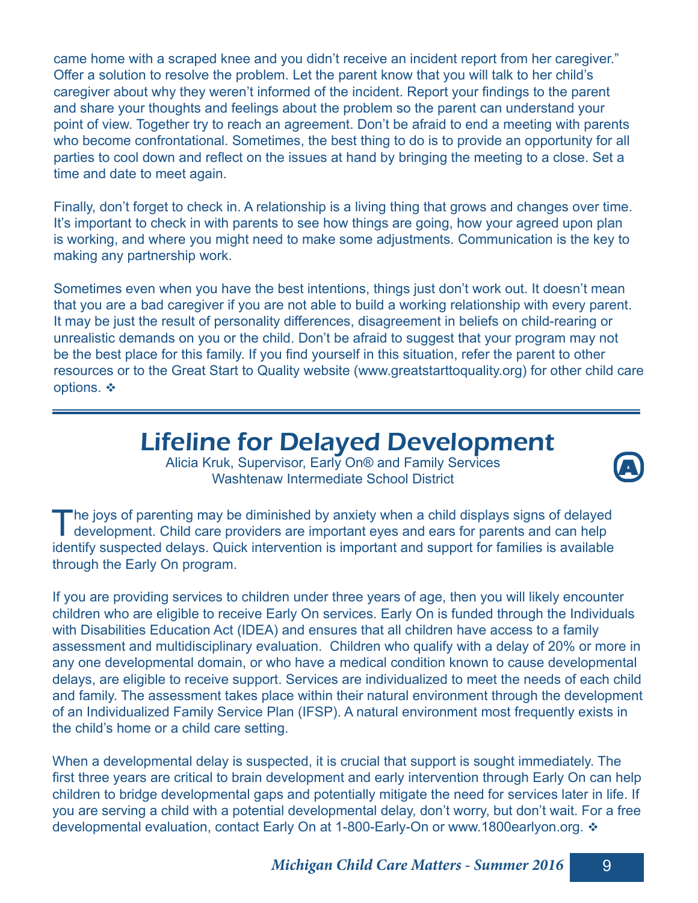came home with a scraped knee and you didn't receive an incident report from her caregiver." Offer a solution to resolve the problem. Let the parent know that you will talk to her child's caregiver about why they weren't informed of the incident. Report your findings to the parent and share your thoughts and feelings about the problem so the parent can understand your point of view. Together try to reach an agreement. Don't be afraid to end a meeting with parents who become confrontational. Sometimes, the best thing to do is to provide an opportunity for all parties to cool down and reflect on the issues at hand by bringing the meeting to a close. Set a time and date to meet again.

Finally, don't forget to check in. A relationship is a living thing that grows and changes over time. It's important to check in with parents to see how things are going, how your agreed upon plan is working, and where you might need to make some adjustments. Communication is the key to making any partnership work.

Sometimes even when you have the best intentions, things just don't work out. It doesn't mean that you are a bad caregiver if you are not able to build a working relationship with every parent. It may be just the result of personality differences, disagreement in beliefs on child-rearing or unrealistic demands on you or the child. Don't be afraid to suggest that your program may not be the best place for this family. If you find yourself in this situation, refer the parent to other resources or to the Great Start to Quality website (www.greatstarttoquality.org) for other child care options. ❖

---

# Lifeline for Delayed Development

Alicia Kruk, Supervisor, Early On® and Family Services
Washtenaw Intermediate School District

The joys of parenting may be diminished by anxiety when a child displays signs of delayed development. Child care providers are important eyes and ears for parents and can help identify suspected delays. Quick intervention is important and support for families is available through the Early On program.

If you are providing services to children under three years of age, then you will likely encounter children who are eligible to receive Early On services. Early On is funded through the Individuals with Disabilities Education Act (IDEA) and ensures that all children have access to a family assessment and multidisciplinary evaluation. Children who qualify with a delay of 20% or more in any one developmental domain, or who have a medical condition known to cause developmental delays, are eligible to receive support. Services are individualized to meet the needs of each child and family. The assessment takes place within their natural environment through the development of an Individualized Family Service Plan (IFSP). A natural environment most frequently exists in the child's home or a child care setting.

When a developmental delay is suspected, it is crucial that support is sought immediately. The first three years are critical to brain development and early intervention through Early On can help children to bridge developmental gaps and potentially mitigate the need for services later in life. If you are serving a child with a potential developmental delay, don't worry, but don't wait. For a free developmental evaluation, contact Early On at 1-800-Early-On or www.1800earlyon.org. ❖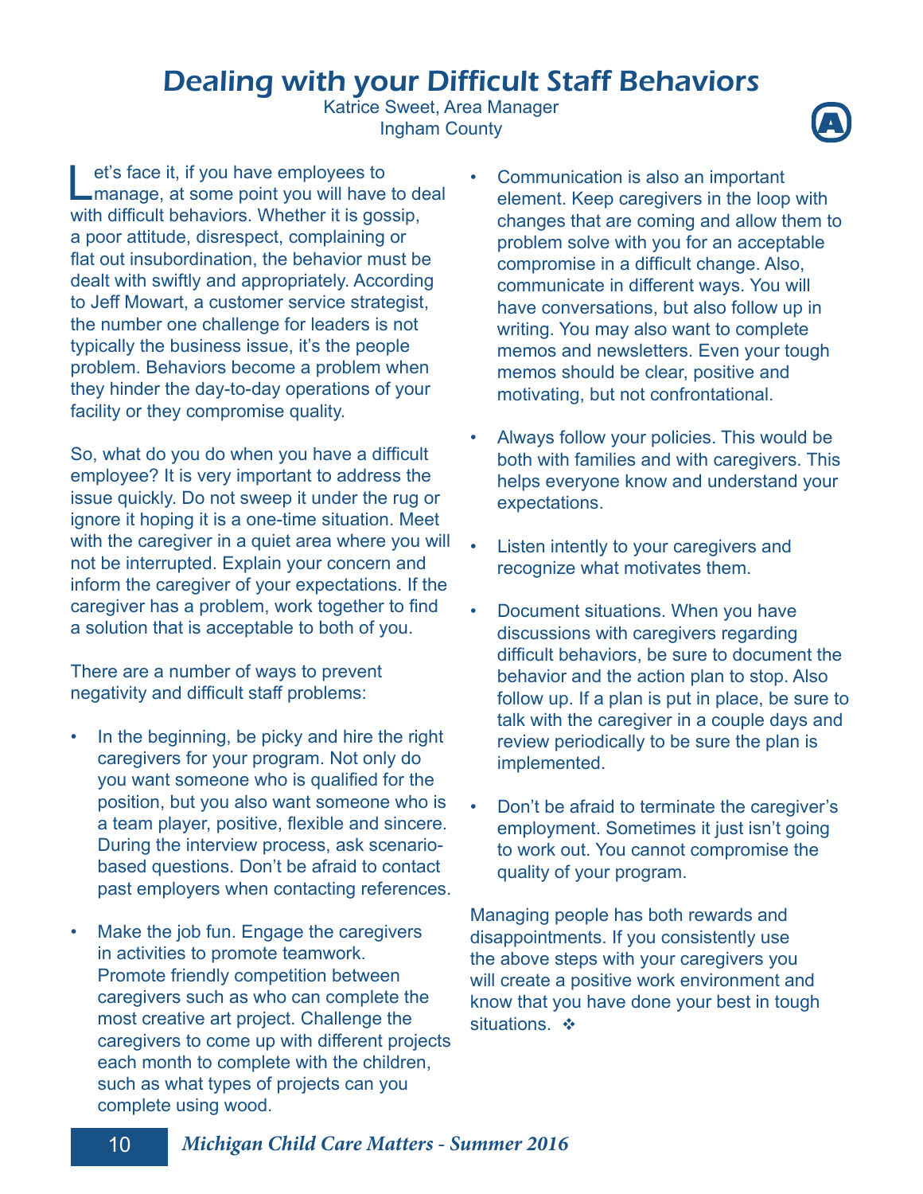# Dealing with your Difficult Staff Behaviors

Katrice Sweet, Area Manager
Ingham County

Let's face it, if you have employees to manage, at some point you will have to deal with difficult behaviors. Whether it is gossip, a poor attitude, disrespect, complaining or flat out insubordination, the behavior must be dealt with swiftly and appropriately. According to Jeff Mowart, a customer service strategist, the number one challenge for leaders is not typically the business issue, it's the people problem. Behaviors become a problem when they hinder the day-to-day operations of your facility or they compromise quality.

So, what do you do when you have a difficult employee? It is very important to address the issue quickly. Do not sweep it under the rug or ignore it hoping it is a one-time situation. Meet with the caregiver in a quiet area where you will not be interrupted. Explain your concern and inform the caregiver of your expectations. If the caregiver has a problem, work together to find a solution that is acceptable to both of you.

There are a number of ways to prevent negativity and difficult staff problems:

- In the beginning, be picky and hire the right caregivers for your program. Not only do you want someone who is qualified for the position, but you also want someone who is a team player, positive, flexible and sincere. During the interview process, ask scenario-based questions. Don't be afraid to contact past employers when contacting references.

- Make the job fun. Engage the caregivers in activities to promote teamwork. Promote friendly competition between caregivers such as who can complete the most creative art project. Challenge the caregivers to come up with different projects each month to complete with the children, such as what types of projects can you complete using wood.

- Communication is also an important element. Keep caregivers in the loop with changes that are coming and allow them to problem solve with you for an acceptable compromise in a difficult change. Also, communicate in different ways. You will have conversations, but also follow up in writing. You may also want to complete memos and newsletters. Even your tough memos should be clear, positive and motivating, but not confrontational.

- Always follow your policies. This would be both with families and with caregivers. This helps everyone know and understand your expectations.

- Listen intently to your caregivers and recognize what motivates them.

- Document situations. When you have discussions with caregivers regarding difficult behaviors, be sure to document the behavior and the action plan to stop. Also follow up. If a plan is put in place, be sure to talk with the caregiver in a couple days and review periodically to be sure the plan is implemented.

- Don't be afraid to terminate the caregiver's employment. Sometimes it just isn't going to work out. You cannot compromise the quality of your program.

Managing people has both rewards and disappointments. If you consistently use the above steps with your caregivers you will create a positive work environment and know that you have done your best in tough situations. ❖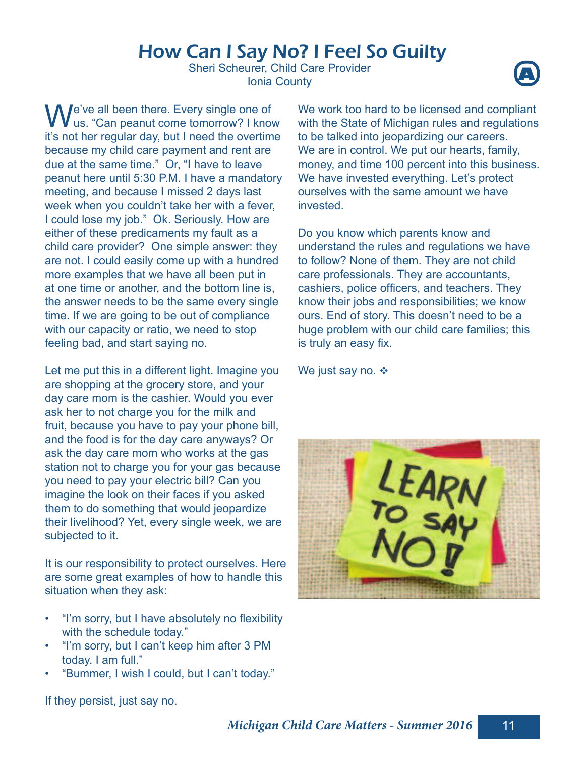# How Can I Say No? I Feel So Guilty

Sheri Scheurer, Child Care Provider
Ionia County

We've all been there. Every single one of us. "Can peanut come tomorrow? I know it's not her regular day, but I need the overtime because my child care payment and rent are due at the same time." Or, "I have to leave peanut here until 5:30 P.M. I have a mandatory meeting, and because I missed 2 days last week when you couldn't take her with a fever, I could lose my job." Ok. Seriously. How are either of these predicaments my fault as a child care provider? One simple answer: they are not. I could easily come up with a hundred more examples that we have all been put in at one time or another, and the bottom line is, the answer needs to be the same every single time. If we are going to be out of compliance with our capacity or ratio, we need to stop feeling bad, and start saying no.

Let me put this in a different light. Imagine you are shopping at the grocery store, and your day care mom is the cashier. Would you ever ask her to not charge you for the milk and fruit, because you have to pay your phone bill, and the food is for the day care anyways? Or ask the day care mom who works at the gas station not to charge you for your gas because you need to pay your electric bill? Can you imagine the look on their faces if you asked them to do something that would jeopardize their livelihood? Yet, every single week, we are subjected to it.

It is our responsibility to protect ourselves. Here are some great examples of how to handle this situation when they ask:

- "I'm sorry, but I have absolutely no flexibility with the schedule today."
- "I'm sorry, but I can't keep him after 3 PM today. I am full."
- "Bummer, I wish I could, but I can't today."

If they persist, just say no.

We work too hard to be licensed and compliant with the State of Michigan rules and regulations to be talked into jeopardizing our careers. We are in control. We put our hearts, family, money, and time 100 percent into this business. We have invested everything. Let's protect ourselves with the same amount we have invested.

Do you know which parents know and understand the rules and regulations we have to follow? None of them. They are not child care professionals. They are accountants, cashiers, police officers, and teachers. They know their jobs and responsibilities; we know ours. End of story. This doesn't need to be a huge problem with our child care families; this is truly an easy fix.

We just say no. ❖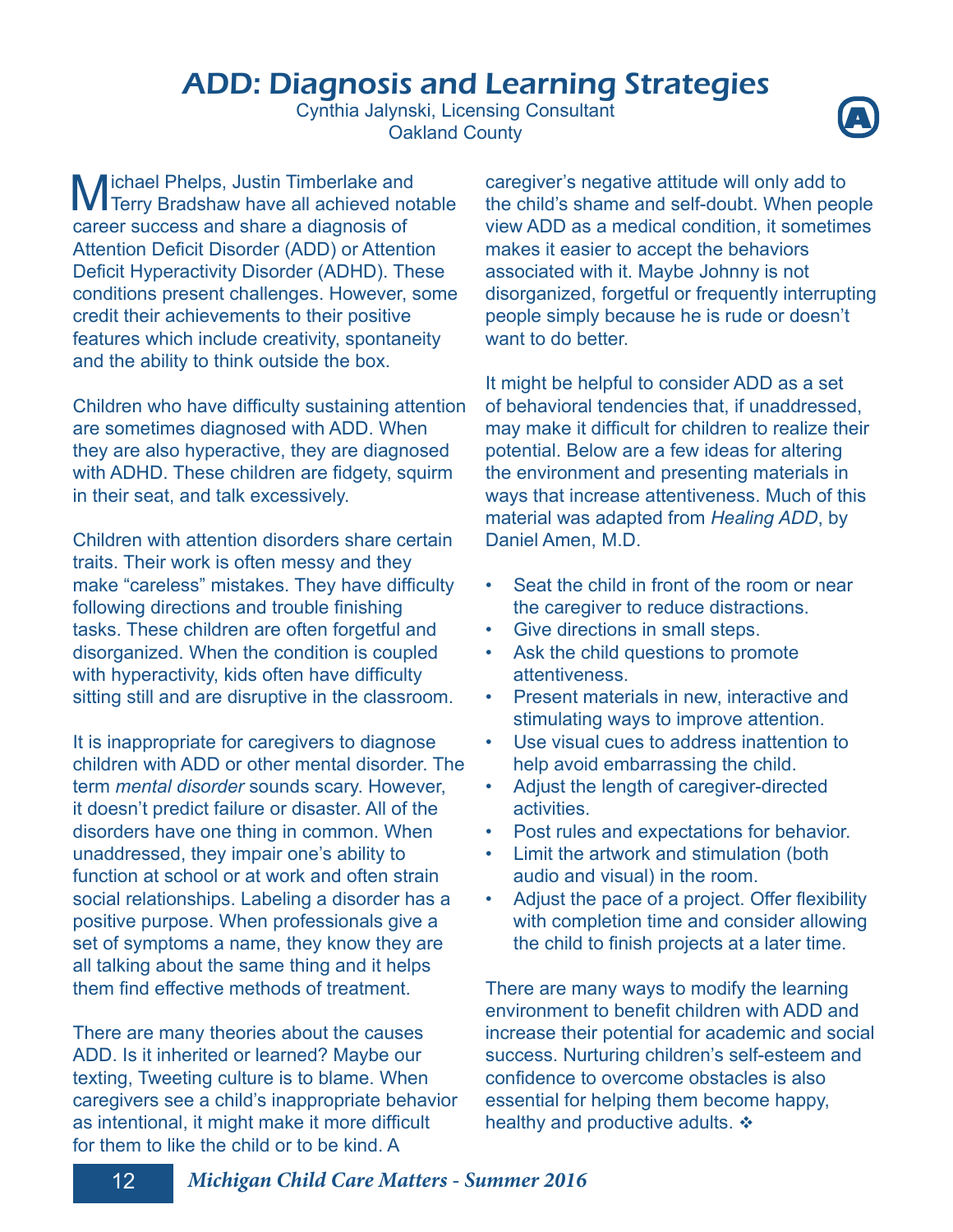# ADD: Diagnosis and Learning Strategies

Cynthia Jalynski, Licensing Consultant
Oakland County

Michael Phelps, Justin Timberlake and Terry Bradshaw have all achieved notable career success and share a diagnosis of Attention Deficit Disorder (ADD) or Attention Deficit Hyperactivity Disorder (ADHD). These conditions present challenges. However, some credit their achievements to their positive features which include creativity, spontaneity and the ability to think outside the box.

Children who have difficulty sustaining attention are sometimes diagnosed with ADD. When they are also hyperactive, they are diagnosed with ADHD. These children are fidgety, squirm in their seat, and talk excessively.

Children with attention disorders share certain traits. Their work is often messy and they make "careless" mistakes. They have difficulty following directions and trouble finishing tasks. These children are often forgetful and disorganized. When the condition is coupled with hyperactivity, kids often have difficulty sitting still and are disruptive in the classroom.

It is inappropriate for caregivers to diagnose children with ADD or other mental disorder. The term *mental disorder* sounds scary. However, it doesn't predict failure or disaster. All of the disorders have one thing in common. When unaddressed, they impair one's ability to function at school or at work and often strain social relationships. Labeling a disorder has a positive purpose. When professionals give a set of symptoms a name, they know they are all talking about the same thing and it helps them find effective methods of treatment.

There are many theories about the causes ADD. Is it inherited or learned? Maybe our texting, Tweeting culture is to blame. When caregivers see a child's inappropriate behavior as intentional, it might make it more difficult for them to like the child or to be kind. A caregiver's negative attitude will only add to the child's shame and self-doubt. When people view ADD as a medical condition, it sometimes makes it easier to accept the behaviors associated with it. Maybe Johnny is not disorganized, forgetful or frequently interrupting people simply because he is rude or doesn't want to do better.

It might be helpful to consider ADD as a set of behavioral tendencies that, if unaddressed, may make it difficult for children to realize their potential. Below are a few ideas for altering the environment and presenting materials in ways that increase attentiveness. Much of this material was adapted from *Healing ADD*, by Daniel Amen, M.D.

- Seat the child in front of the room or near the caregiver to reduce distractions.
- Give directions in small steps.
- Ask the child questions to promote attentiveness.
- Present materials in new, interactive and stimulating ways to improve attention.
- Use visual cues to address inattention to help avoid embarrassing the child.
- Adjust the length of caregiver-directed activities.
- Post rules and expectations for behavior.
- Limit the artwork and stimulation (both audio and visual) in the room.
- Adjust the pace of a project. Offer flexibility with completion time and consider allowing the child to finish projects at a later time.

There are many ways to modify the learning environment to benefit children with ADD and increase their potential for academic and social success. Nurturing children's self-esteem and confidence to overcome obstacles is also essential for helping them become happy, healthy and productive adults. ❖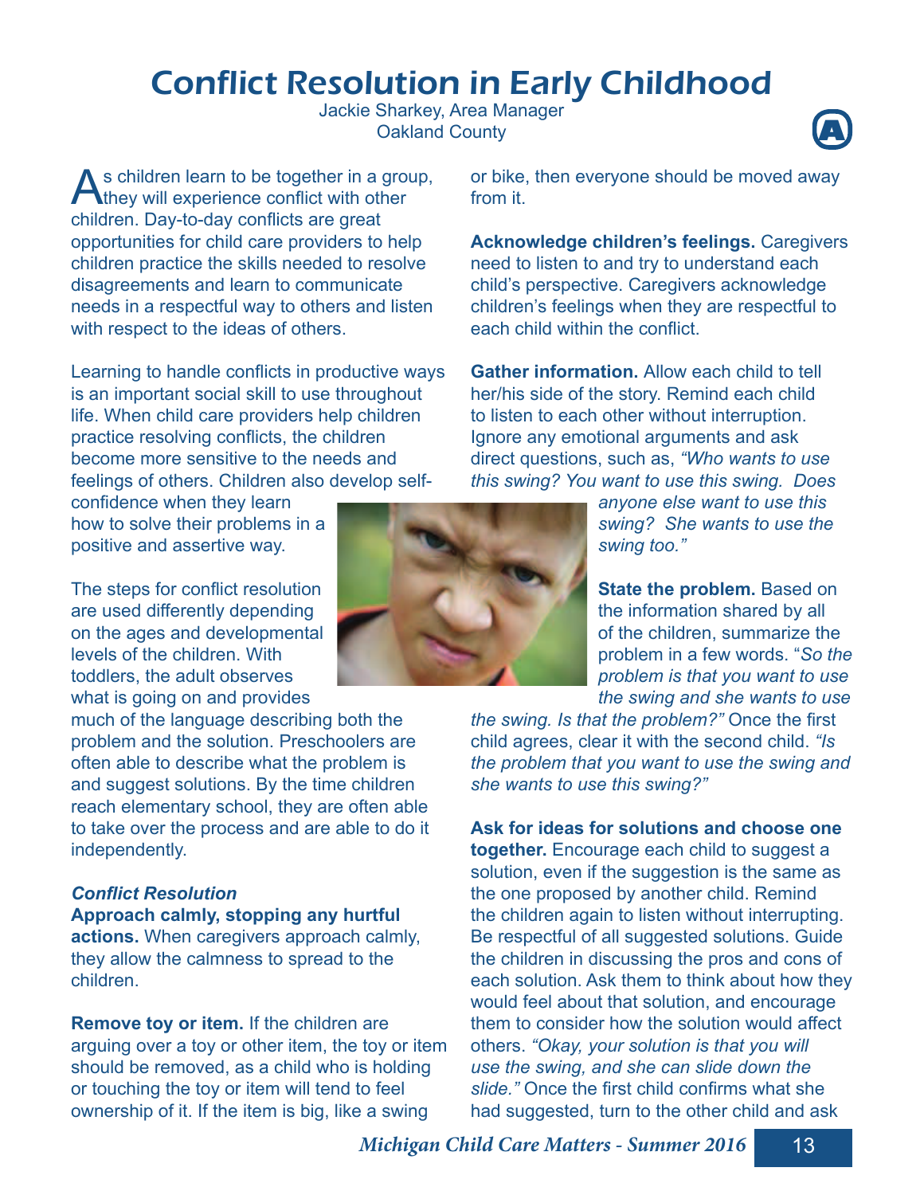# Conflict Resolution in Early Childhood

Jackie Sharkey, Area Manager
Oakland County

As children learn to be together in a group, they will experience conflict with other children. Day-to-day conflicts are great opportunities for child care providers to help children practice the skills needed to resolve disagreements and learn to communicate needs in a respectful way to others and listen with respect to the ideas of others.

Learning to handle conflicts in productive ways is an important social skill to use throughout life. When child care providers help children practice resolving conflicts, the children become more sensitive to the needs and feelings of others. Children also develop self-confidence when they learn how to solve their problems in a positive and assertive way.

The steps for conflict resolution are used differently depending on the ages and developmental levels of the children. With toddlers, the adult observes what is going on and provides much of the language describing both the problem and the solution. Preschoolers are often able to describe what the problem is and suggest solutions. By the time children reach elementary school, they are often able to take over the process and are able to do it independently.

***Conflict Resolution***

**Approach calmly, stopping any hurtful actions.** When caregivers approach calmly, they allow the calmness to spread to the children.

**Remove toy or item.** If the children are arguing over a toy or other item, the toy or item should be removed, as a child who is holding or touching the toy or item will tend to feel ownership of it. If the item is big, like a swing or bike, then everyone should be moved away from it.

**Acknowledge children's feelings.** Caregivers need to listen to and try to understand each child's perspective. Caregivers acknowledge children's feelings when they are respectful to each child within the conflict.

**Gather information.** Allow each child to tell her/his side of the story. Remind each child to listen to each other without interruption. Ignore any emotional arguments and ask direct questions, such as, *"Who wants to use this swing? You want to use this swing. Does anyone else want to use this swing? She wants to use the swing too."*

**State the problem.** Based on the information shared by all of the children, summarize the problem in a few words. "*So the problem is that you want to use the swing and she wants to use the swing. Is that the problem?"* Once the first child agrees, clear it with the second child. *"Is the problem that you want to use the swing and she wants to use this swing?"*

**Ask for ideas for solutions and choose one together.** Encourage each child to suggest a solution, even if the suggestion is the same as the one proposed by another child. Remind the children again to listen without interrupting. Be respectful of all suggested solutions. Guide the children in discussing the pros and cons of each solution. Ask them to think about how they would feel about that solution, and encourage them to consider how the solution would affect others. *"Okay, your solution is that you will use the swing, and she can slide down the slide."* Once the first child confirms what she had suggested, turn to the other child and ask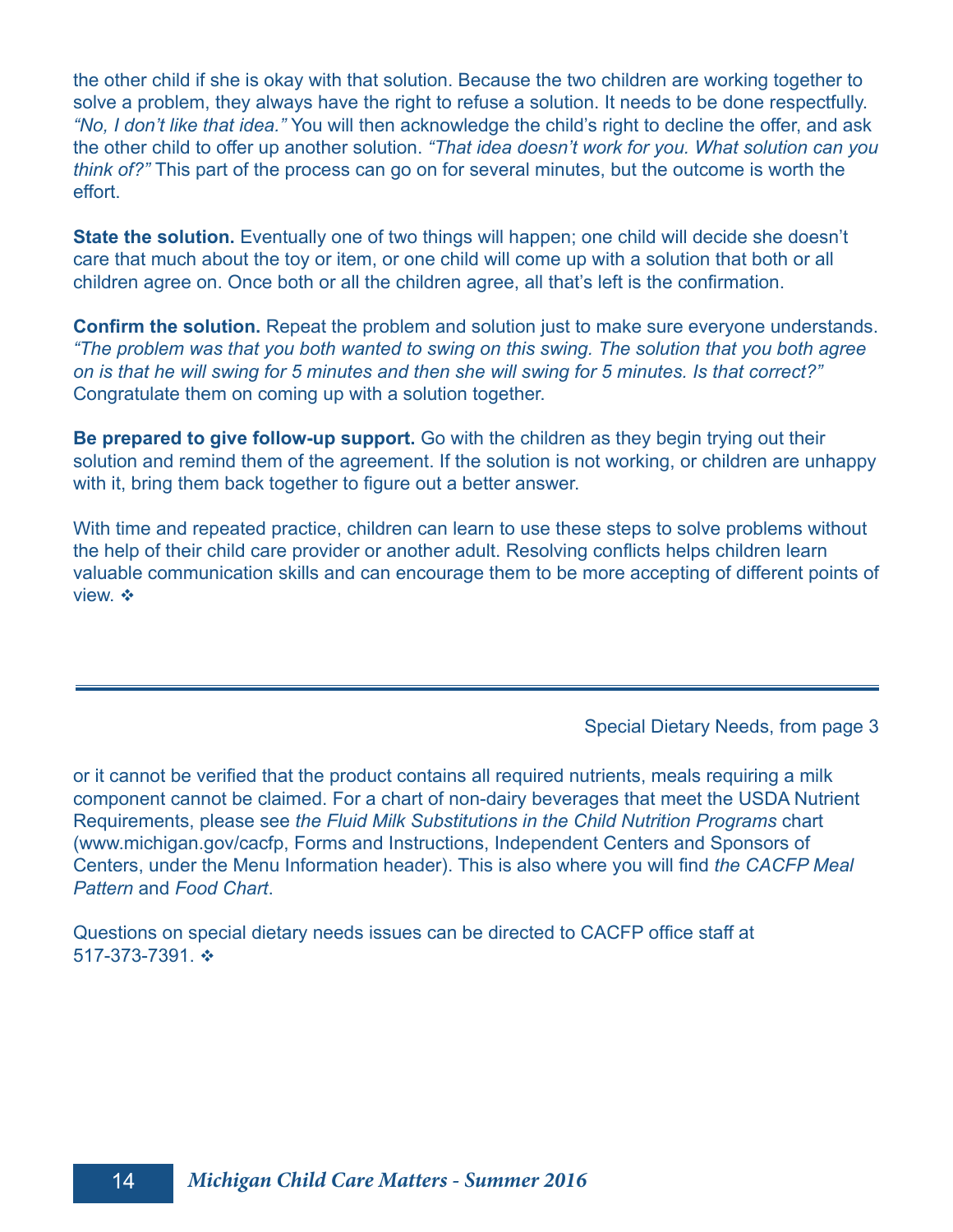the other child if she is okay with that solution. Because the two children are working together to solve a problem, they always have the right to refuse a solution. It needs to be done respectfully. *"No, I don't like that idea."* You will then acknowledge the child's right to decline the offer, and ask the other child to offer up another solution. *"That idea doesn't work for you. What solution can you think of?"* This part of the process can go on for several minutes, but the outcome is worth the effort.

**State the solution.** Eventually one of two things will happen; one child will decide she doesn't care that much about the toy or item, or one child will come up with a solution that both or all children agree on. Once both or all the children agree, all that's left is the confirmation.

**Confirm the solution.** Repeat the problem and solution just to make sure everyone understands. *"The problem was that you both wanted to swing on this swing. The solution that you both agree on is that he will swing for 5 minutes and then she will swing for 5 minutes. Is that correct?"* Congratulate them on coming up with a solution together.

**Be prepared to give follow-up support.** Go with the children as they begin trying out their solution and remind them of the agreement. If the solution is not working, or children are unhappy with it, bring them back together to figure out a better answer.

With time and repeated practice, children can learn to use these steps to solve problems without the help of their child care provider or another adult. Resolving conflicts helps children learn valuable communication skills and can encourage them to be more accepting of different points of view. ❖

---

Special Dietary Needs, from page 3

or it cannot be verified that the product contains all required nutrients, meals requiring a milk component cannot be claimed. For a chart of non-dairy beverages that meet the USDA Nutrient Requirements, please see *the Fluid Milk Substitutions in the Child Nutrition Programs* chart (www.michigan.gov/cacfp, Forms and Instructions, Independent Centers and Sponsors of Centers, under the Menu Information header). This is also where you will find *the CACFP Meal Pattern* and *Food Chart*.

Questions on special dietary needs issues can be directed to CACFP office staff at 517-373-7391. ❖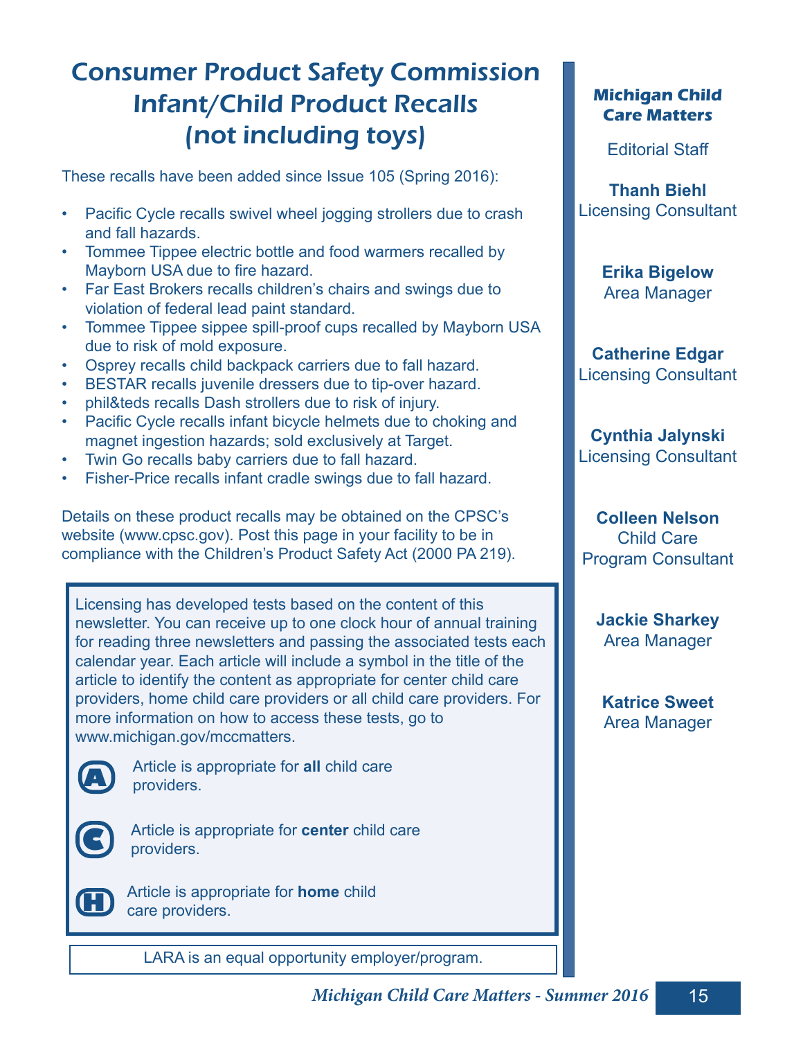# Consumer Product Safety Commission Infant/Child Product Recalls (not including toys)

These recalls have been added since Issue 105 (Spring 2016):

- Pacific Cycle recalls swivel wheel jogging strollers due to crash and fall hazards.
- Tommee Tippee electric bottle and food warmers recalled by Mayborn USA due to fire hazard.
- Far East Brokers recalls children's chairs and swings due to violation of federal lead paint standard.
- Tommee Tippee sippee spill-proof cups recalled by Mayborn USA due to risk of mold exposure.
- Osprey recalls child backpack carriers due to fall hazard.
- BESTAR recalls juvenile dressers due to tip-over hazard.
- phil&teds recalls Dash strollers due to risk of injury.
- Pacific Cycle recalls infant bicycle helmets due to choking and magnet ingestion hazards; sold exclusively at Target.
- Twin Go recalls baby carriers due to fall hazard.
- Fisher-Price recalls infant cradle swings due to fall hazard.

Details on these product recalls may be obtained on the CPSC's website (www.cpsc.gov). Post this page in your facility to be in compliance with the Children's Product Safety Act (2000 PA 219).

Licensing has developed tests based on the content of this newsletter. You can receive up to one clock hour of annual training for reading three newsletters and passing the associated tests each calendar year. Each article will include a symbol in the title of the article to identify the content as appropriate for center child care providers, home child care providers or all child care providers. For more information on how to access these tests, go to www.michigan.gov/mccmatters.

A — Article is appropriate for **all** child care providers.

C — Article is appropriate for **center** child care providers.

H — Article is appropriate for **home** child care providers.

LARA is an equal opportunity employer/program.

## Michigan Child Care Matters

Editorial Staff

**Thanh Biehl**
Licensing Consultant

**Erika Bigelow**
Area Manager

**Catherine Edgar**
Licensing Consultant

**Cynthia Jalynski**
Licensing Consultant

**Colleen Nelson**
Child Care Program Consultant

**Jackie Sharkey**
Area Manager

**Katrice Sweet**
Area Manager